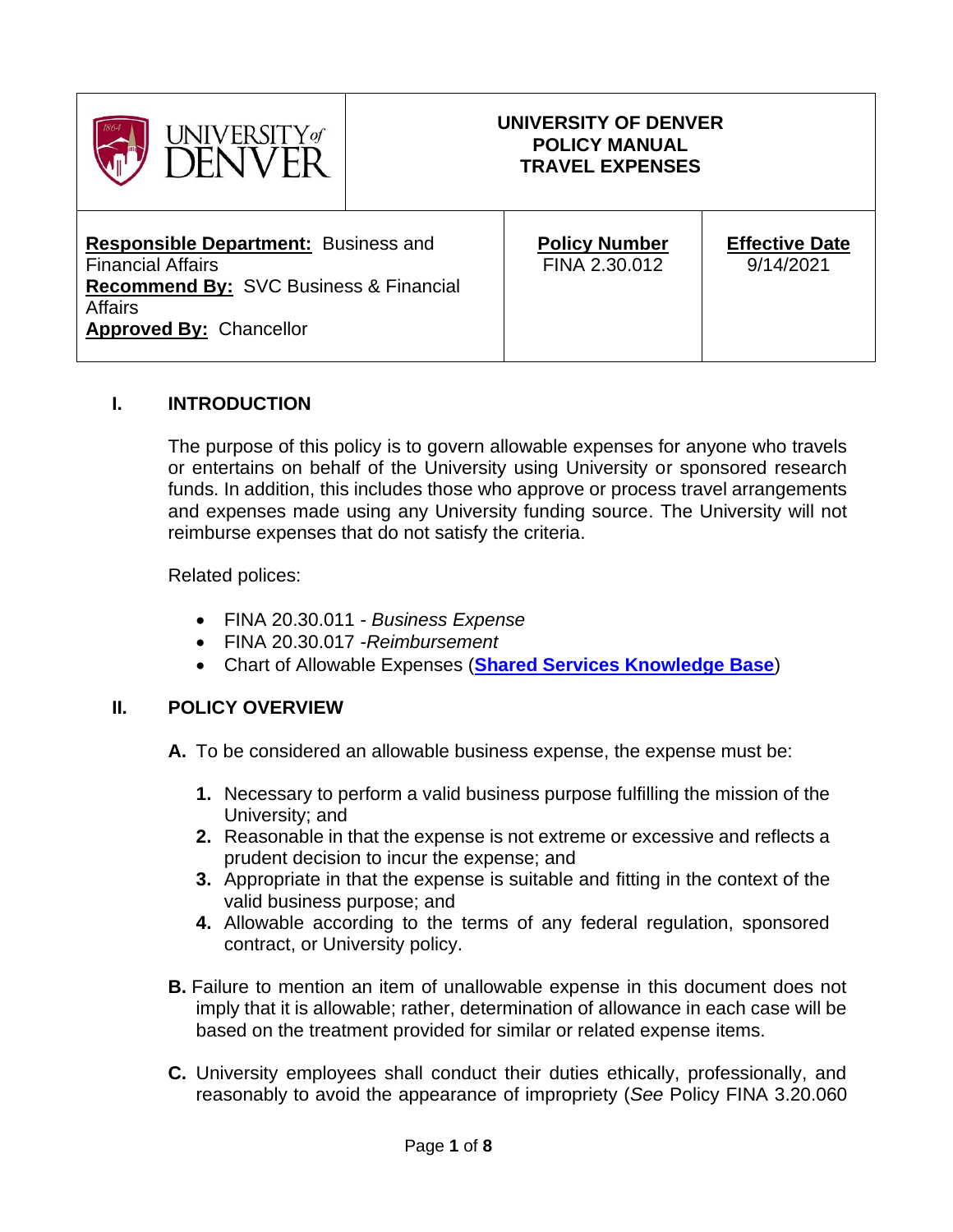| UNIVERSITY of DENVER | UNIVERSITY OF DENVER<br>POLICY MANUAL<br>TRAVEL EXPENSES | |
|---|---|---|
| **Responsible Department:** Business and Financial Affairs<br>**Recommend By:** SVC Business & Financial Affairs<br>**Approved By:** Chancellor | **Policy Number**<br>FINA 2.30.012 | **Effective Date**<br>9/14/2021 |

## I. INTRODUCTION

The purpose of this policy is to govern allowable expenses for anyone who travels or entertains on behalf of the University using University or sponsored research funds. In addition, this includes those who approve or process travel arrangements and expenses made using any University funding source. The University will not reimburse expenses that do not satisfy the criteria.

Related polices:

- FINA 20.30.011 - *Business Expense*
- FINA 20.30.017 -*Reimbursement*
- Chart of Allowable Expenses (**Shared Services Knowledge Base**)

## II. POLICY OVERVIEW

**A.** To be considered an allowable business expense, the expense must be:

1. Necessary to perform a valid business purpose fulfilling the mission of the University; and
2. Reasonable in that the expense is not extreme or excessive and reflects a prudent decision to incur the expense; and
3. Appropriate in that the expense is suitable and fitting in the context of the valid business purpose; and
4. Allowable according to the terms of any federal regulation, sponsored contract, or University policy.

**B.** Failure to mention an item of unallowable expense in this document does not imply that it is allowable; rather, determination of allowance in each case will be based on the treatment provided for similar or related expense items.

**C.** University employees shall conduct their duties ethically, professionally, and reasonably to avoid the appearance of impropriety (*See* Policy FINA 3.20.060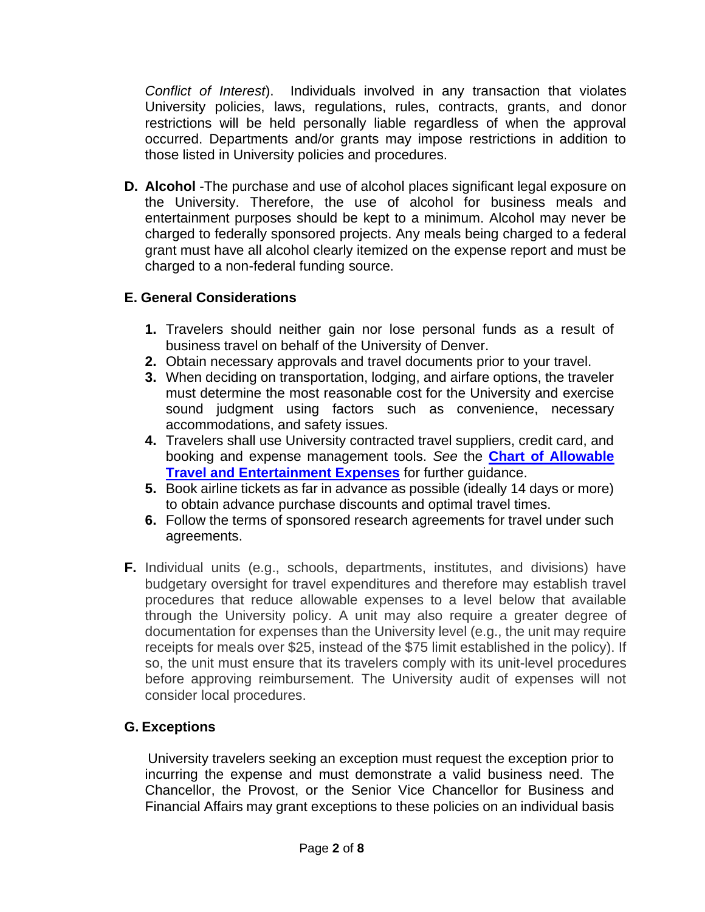*Conflict of Interest*). Individuals involved in any transaction that violates University policies, laws, regulations, rules, contracts, grants, and donor restrictions will be held personally liable regardless of when the approval occurred. Departments and/or grants may impose restrictions in addition to those listed in University policies and procedures.

**D. Alcohol** -The purchase and use of alcohol places significant legal exposure on the University. Therefore, the use of alcohol for business meals and entertainment purposes should be kept to a minimum. Alcohol may never be charged to federally sponsored projects. Any meals being charged to a federal grant must have all alcohol clearly itemized on the expense report and must be charged to a non-federal funding source.

**E. General Considerations**

1. Travelers should neither gain nor lose personal funds as a result of business travel on behalf of the University of Denver.
2. Obtain necessary approvals and travel documents prior to your travel.
3. When deciding on transportation, lodging, and airfare options, the traveler must determine the most reasonable cost for the University and exercise sound judgment using factors such as convenience, necessary accommodations, and safety issues.
4. Travelers shall use University contracted travel suppliers, credit card, and booking and expense management tools. *See* the **Chart of Allowable Travel and Entertainment Expenses** for further guidance.
5. Book airline tickets as far in advance as possible (ideally 14 days or more) to obtain advance purchase discounts and optimal travel times.
6. Follow the terms of sponsored research agreements for travel under such agreements.

**F.** Individual units (e.g., schools, departments, institutes, and divisions) have budgetary oversight for travel expenditures and therefore may establish travel procedures that reduce allowable expenses to a level below that available through the University policy. A unit may also require a greater degree of documentation for expenses than the University level (e.g., the unit may require receipts for meals over $25, instead of the $75 limit established in the policy). If so, the unit must ensure that its travelers comply with its unit-level procedures before approving reimbursement. The University audit of expenses will not consider local procedures.

**G. Exceptions**

University travelers seeking an exception must request the exception prior to incurring the expense and must demonstrate a valid business need. The Chancellor, the Provost, or the Senior Vice Chancellor for Business and Financial Affairs may grant exceptions to these policies on an individual basis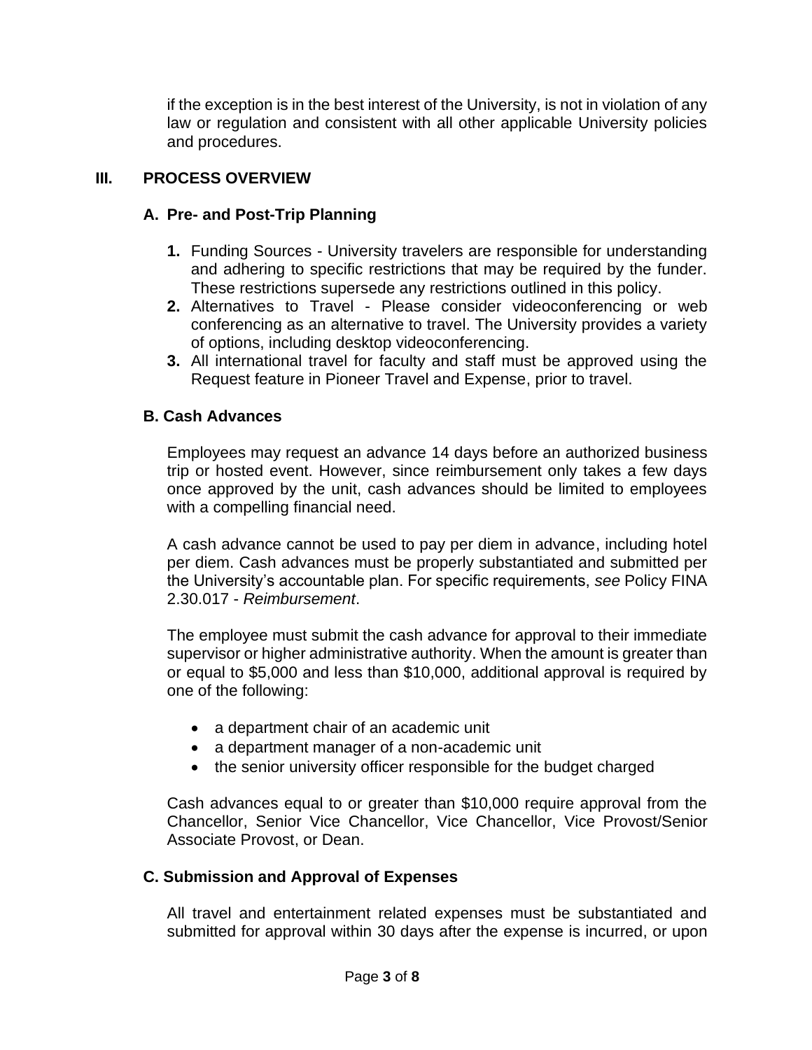if the exception is in the best interest of the University, is not in violation of any law or regulation and consistent with all other applicable University policies and procedures.

## III. PROCESS OVERVIEW

### A. Pre- and Post-Trip Planning

1. Funding Sources - University travelers are responsible for understanding and adhering to specific restrictions that may be required by the funder. These restrictions supersede any restrictions outlined in this policy.
2. Alternatives to Travel - Please consider videoconferencing or web conferencing as an alternative to travel. The University provides a variety of options, including desktop videoconferencing.
3. All international travel for faculty and staff must be approved using the Request feature in Pioneer Travel and Expense, prior to travel.

### B. Cash Advances

Employees may request an advance 14 days before an authorized business trip or hosted event. However, since reimbursement only takes a few days once approved by the unit, cash advances should be limited to employees with a compelling financial need.

A cash advance cannot be used to pay per diem in advance, including hotel per diem. Cash advances must be properly substantiated and submitted per the University's accountable plan. For specific requirements, *see* Policy FINA 2.30.017 - *Reimbursement*.

The employee must submit the cash advance for approval to their immediate supervisor or higher administrative authority. When the amount is greater than or equal to $5,000 and less than $10,000, additional approval is required by one of the following:

- a department chair of an academic unit
- a department manager of a non-academic unit
- the senior university officer responsible for the budget charged

Cash advances equal to or greater than $10,000 require approval from the Chancellor, Senior Vice Chancellor, Vice Chancellor, Vice Provost/Senior Associate Provost, or Dean.

### C. Submission and Approval of Expenses

All travel and entertainment related expenses must be substantiated and submitted for approval within 30 days after the expense is incurred, or upon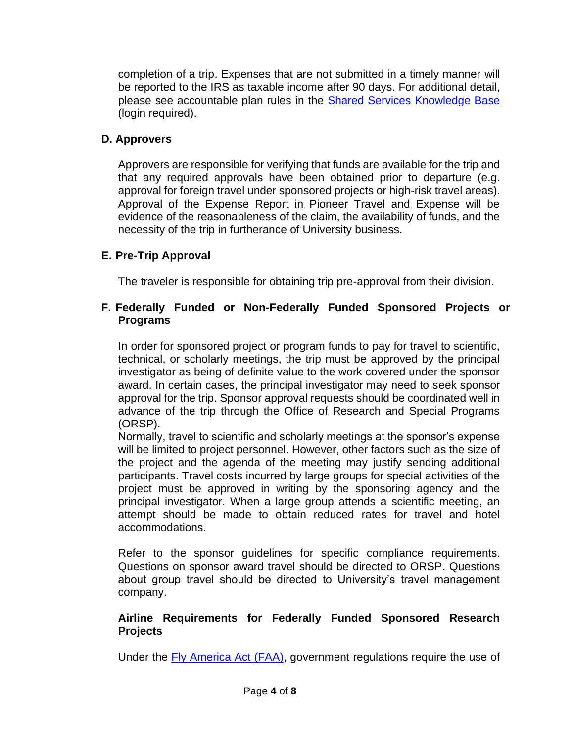completion of a trip. Expenses that are not submitted in a timely manner will be reported to the IRS as taxable income after 90 days. For additional detail, please see accountable plan rules in the [Shared Services Knowledge Base](#) (login required).

### D. Approvers

Approvers are responsible for verifying that funds are available for the trip and that any required approvals have been obtained prior to departure (e.g. approval for foreign travel under sponsored projects or high-risk travel areas). Approval of the Expense Report in Pioneer Travel and Expense will be evidence of the reasonableness of the claim, the availability of funds, and the necessity of the trip in furtherance of University business.

### E. Pre-Trip Approval

The traveler is responsible for obtaining trip pre-approval from their division.

### F. Federally Funded or Non-Federally Funded Sponsored Projects or Programs

In order for sponsored project or program funds to pay for travel to scientific, technical, or scholarly meetings, the trip must be approved by the principal investigator as being of definite value to the work covered under the sponsor award. In certain cases, the principal investigator may need to seek sponsor approval for the trip. Sponsor approval requests should be coordinated well in advance of the trip through the Office of Research and Special Programs (ORSP).

Normally, travel to scientific and scholarly meetings at the sponsor's expense will be limited to project personnel. However, other factors such as the size of the project and the agenda of the meeting may justify sending additional participants. Travel costs incurred by large groups for special activities of the project must be approved in writing by the sponsoring agency and the principal investigator. When a large group attends a scientific meeting, an attempt should be made to obtain reduced rates for travel and hotel accommodations.

Refer to the sponsor guidelines for specific compliance requirements. Questions on sponsor award travel should be directed to ORSP. Questions about group travel should be directed to University's travel management company.

#### Airline Requirements for Federally Funded Sponsored Research Projects

Under the [Fly America Act (FAA)](#), government regulations require the use of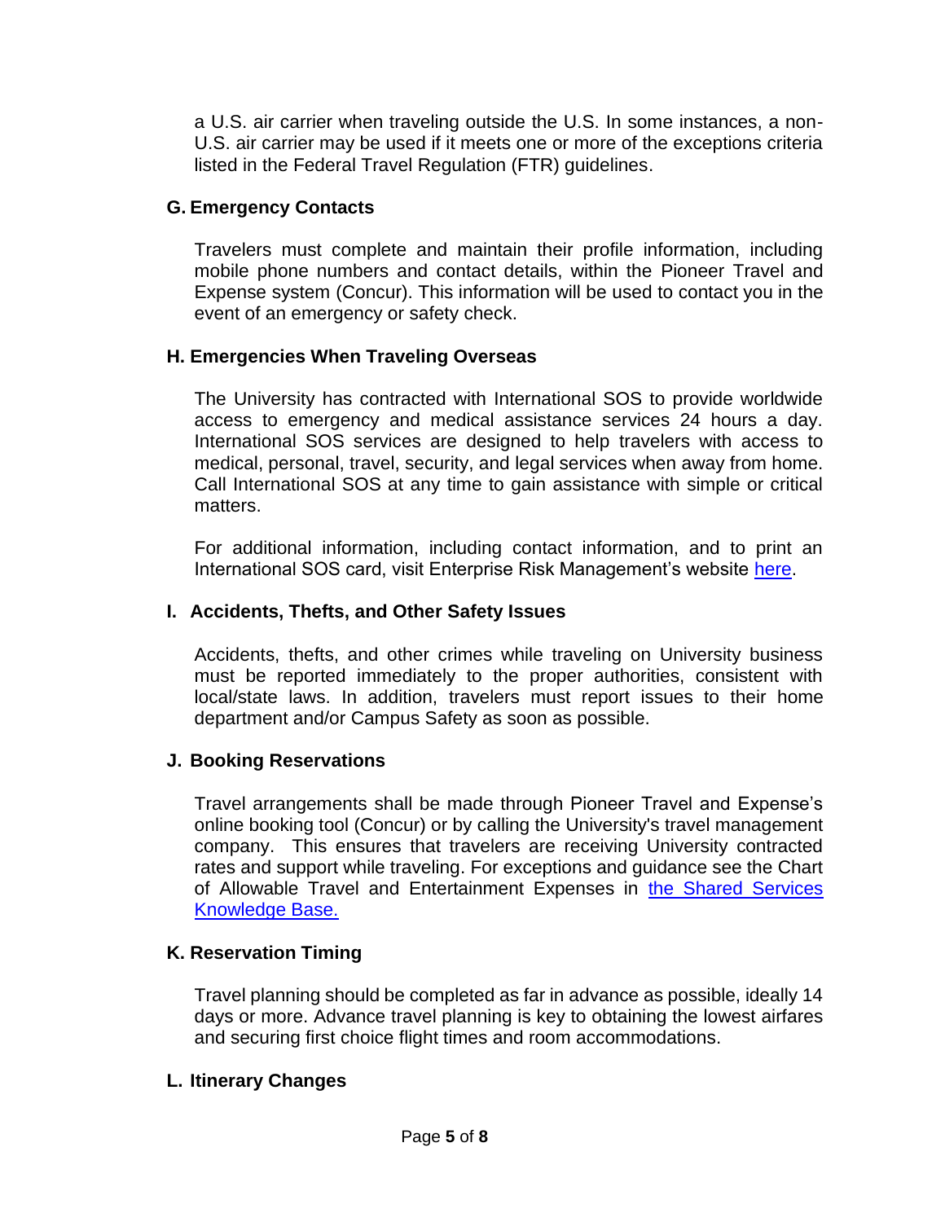a U.S. air carrier when traveling outside the U.S. In some instances, a non-U.S. air carrier may be used if it meets one or more of the exceptions criteria listed in the Federal Travel Regulation (FTR) guidelines.

### G. Emergency Contacts

Travelers must complete and maintain their profile information, including mobile phone numbers and contact details, within the Pioneer Travel and Expense system (Concur). This information will be used to contact you in the event of an emergency or safety check.

### H. Emergencies When Traveling Overseas

The University has contracted with International SOS to provide worldwide access to emergency and medical assistance services 24 hours a day. International SOS services are designed to help travelers with access to medical, personal, travel, security, and legal services when away from home. Call International SOS at any time to gain assistance with simple or critical matters.

For additional information, including contact information, and to print an International SOS card, visit Enterprise Risk Management's website here.

### I. Accidents, Thefts, and Other Safety Issues

Accidents, thefts, and other crimes while traveling on University business must be reported immediately to the proper authorities, consistent with local/state laws. In addition, travelers must report issues to their home department and/or Campus Safety as soon as possible.

### J. Booking Reservations

Travel arrangements shall be made through Pioneer Travel and Expense's online booking tool (Concur) or by calling the University's travel management company. This ensures that travelers are receiving University contracted rates and support while traveling. For exceptions and guidance see the Chart of Allowable Travel and Entertainment Expenses in the Shared Services Knowledge Base.

### K. Reservation Timing

Travel planning should be completed as far in advance as possible, ideally 14 days or more. Advance travel planning is key to obtaining the lowest airfares and securing first choice flight times and room accommodations.

### L. Itinerary Changes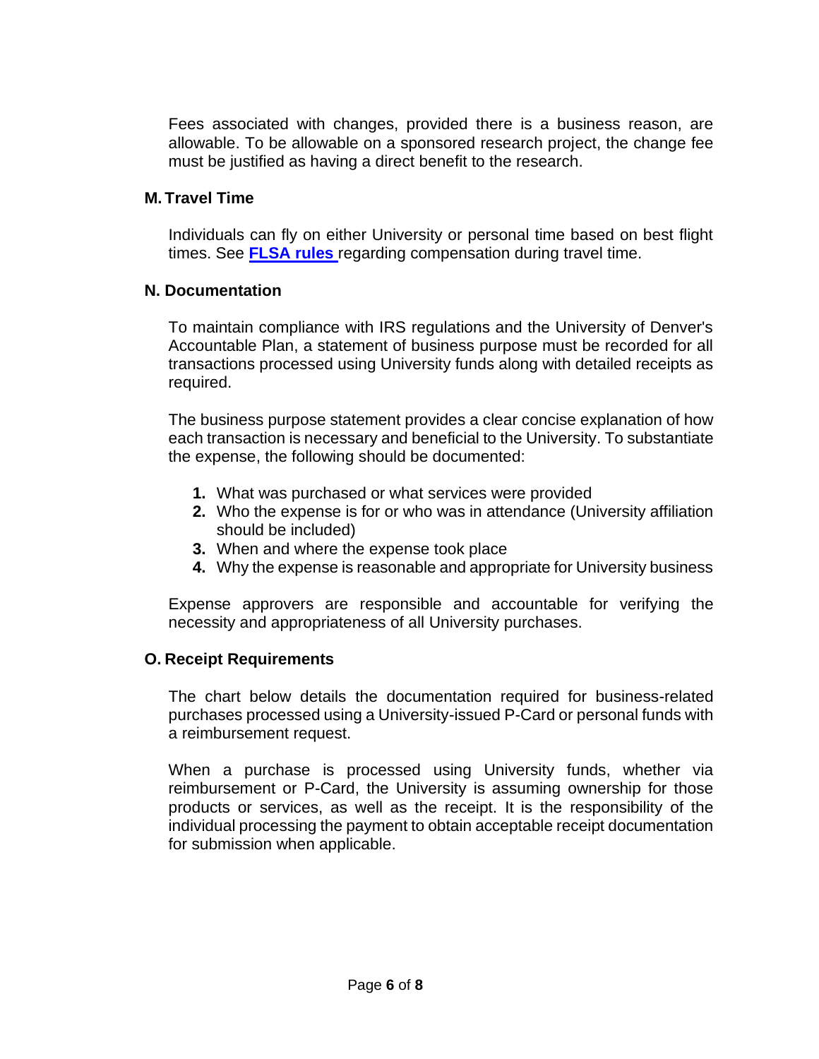Fees associated with changes, provided there is a business reason, are allowable. To be allowable on a sponsored research project, the change fee must be justified as having a direct benefit to the research.

### M. Travel Time

Individuals can fly on either University or personal time based on best flight times. See **FLSA rules** regarding compensation during travel time.

### N. Documentation

To maintain compliance with IRS regulations and the University of Denver's Accountable Plan, a statement of business purpose must be recorded for all transactions processed using University funds along with detailed receipts as required.

The business purpose statement provides a clear concise explanation of how each transaction is necessary and beneficial to the University. To substantiate the expense, the following should be documented:

1. What was purchased or what services were provided
2. Who the expense is for or who was in attendance (University affiliation should be included)
3. When and where the expense took place
4. Why the expense is reasonable and appropriate for University business

Expense approvers are responsible and accountable for verifying the necessity and appropriateness of all University purchases.

### O. Receipt Requirements

The chart below details the documentation required for business-related purchases processed using a University-issued P-Card or personal funds with a reimbursement request.

When a purchase is processed using University funds, whether via reimbursement or P-Card, the University is assuming ownership for those products or services, as well as the receipt. It is the responsibility of the individual processing the payment to obtain acceptable receipt documentation for submission when applicable.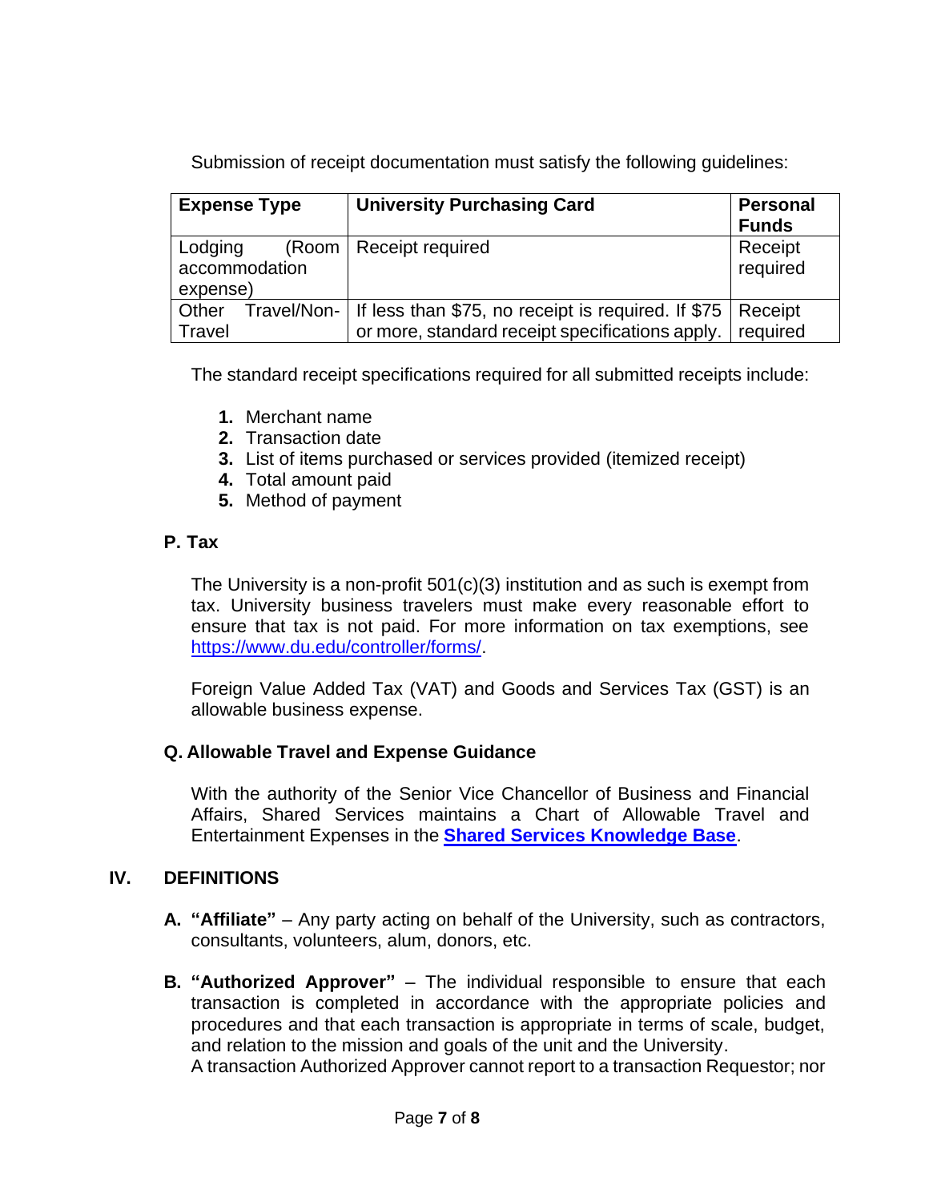Submission of receipt documentation must satisfy the following guidelines:

| Expense Type | University Purchasing Card | Personal Funds |
|---|---|---|
| Lodging (Room accommodation expense) | Receipt required | Receipt required |
| Other Travel/Non-Travel | If less than $75, no receipt is required. If $75 or more, standard receipt specifications apply. | Receipt required |

The standard receipt specifications required for all submitted receipts include:

1. Merchant name
2. Transaction date
3. List of items purchased or services provided (itemized receipt)
4. Total amount paid
5. Method of payment

### P. Tax

The University is a non-profit 501(c)(3) institution and as such is exempt from tax. University business travelers must make every reasonable effort to ensure that tax is not paid. For more information on tax exemptions, see [https://www.du.edu/controller/forms/](https://www.du.edu/controller/forms/).

Foreign Value Added Tax (VAT) and Goods and Services Tax (GST) is an allowable business expense.

### Q. Allowable Travel and Expense Guidance

With the authority of the Senior Vice Chancellor of Business and Financial Affairs, Shared Services maintains a Chart of Allowable Travel and Entertainment Expenses in the **Shared Services Knowledge Base**.

## IV. DEFINITIONS

**A. "Affiliate"** – Any party acting on behalf of the University, such as contractors, consultants, volunteers, alum, donors, etc.

**B. "Authorized Approver"** – The individual responsible to ensure that each transaction is completed in accordance with the appropriate policies and procedures and that each transaction is appropriate in terms of scale, budget, and relation to the mission and goals of the unit and the University.
A transaction Authorized Approver cannot report to a transaction Requestor; nor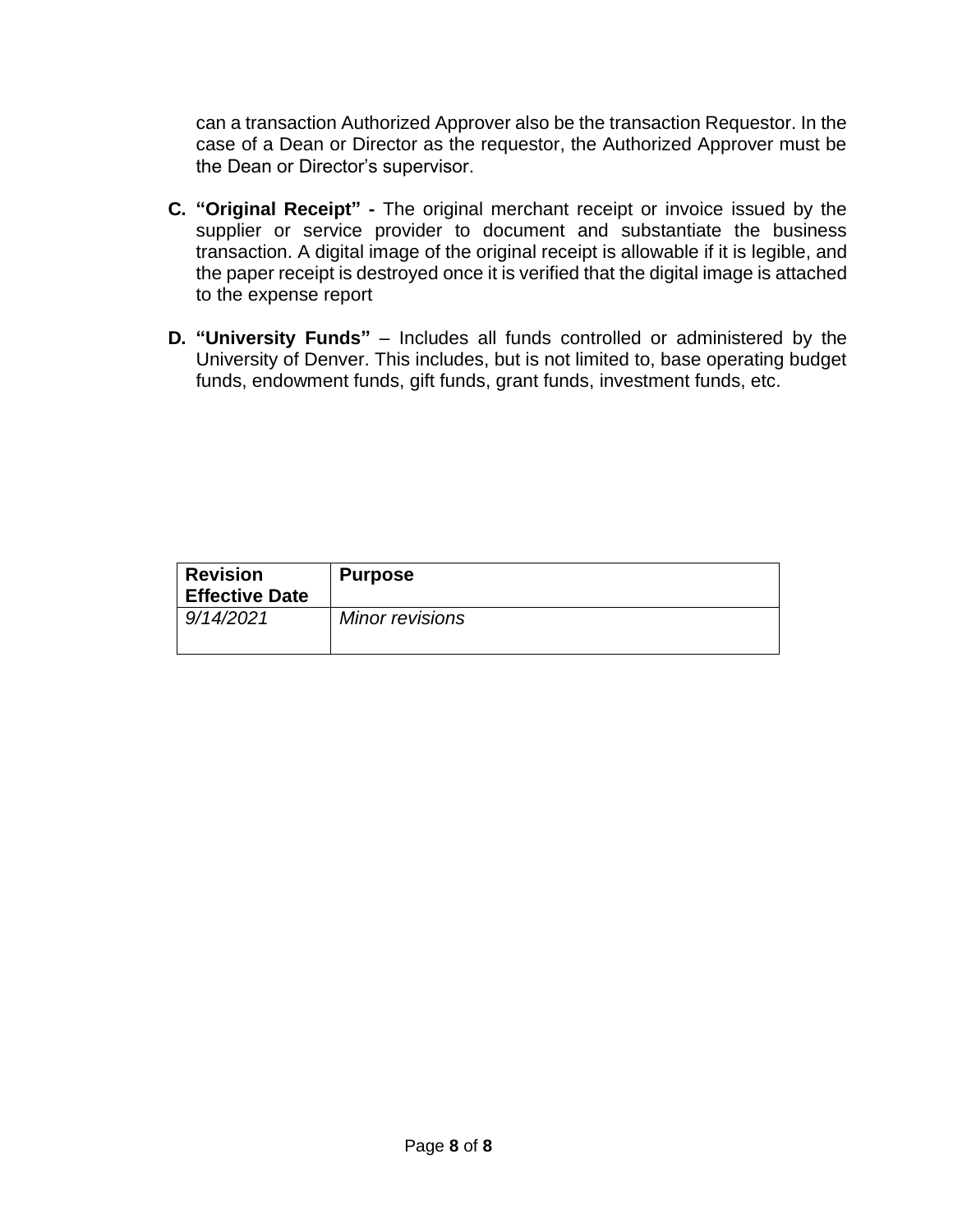can a transaction Authorized Approver also be the transaction Requestor. In the case of a Dean or Director as the requestor, the Authorized Approver must be the Dean or Director's supervisor.

**C. "Original Receipt" -** The original merchant receipt or invoice issued by the supplier or service provider to document and substantiate the business transaction. A digital image of the original receipt is allowable if it is legible, and the paper receipt is destroyed once it is verified that the digital image is attached to the expense report

**D. "University Funds"** – Includes all funds controlled or administered by the University of Denver. This includes, but is not limited to, base operating budget funds, endowment funds, gift funds, grant funds, investment funds, etc.

| **Revision Effective Date** | **Purpose** |
|---|---|
| *9/14/2021* | *Minor revisions* |